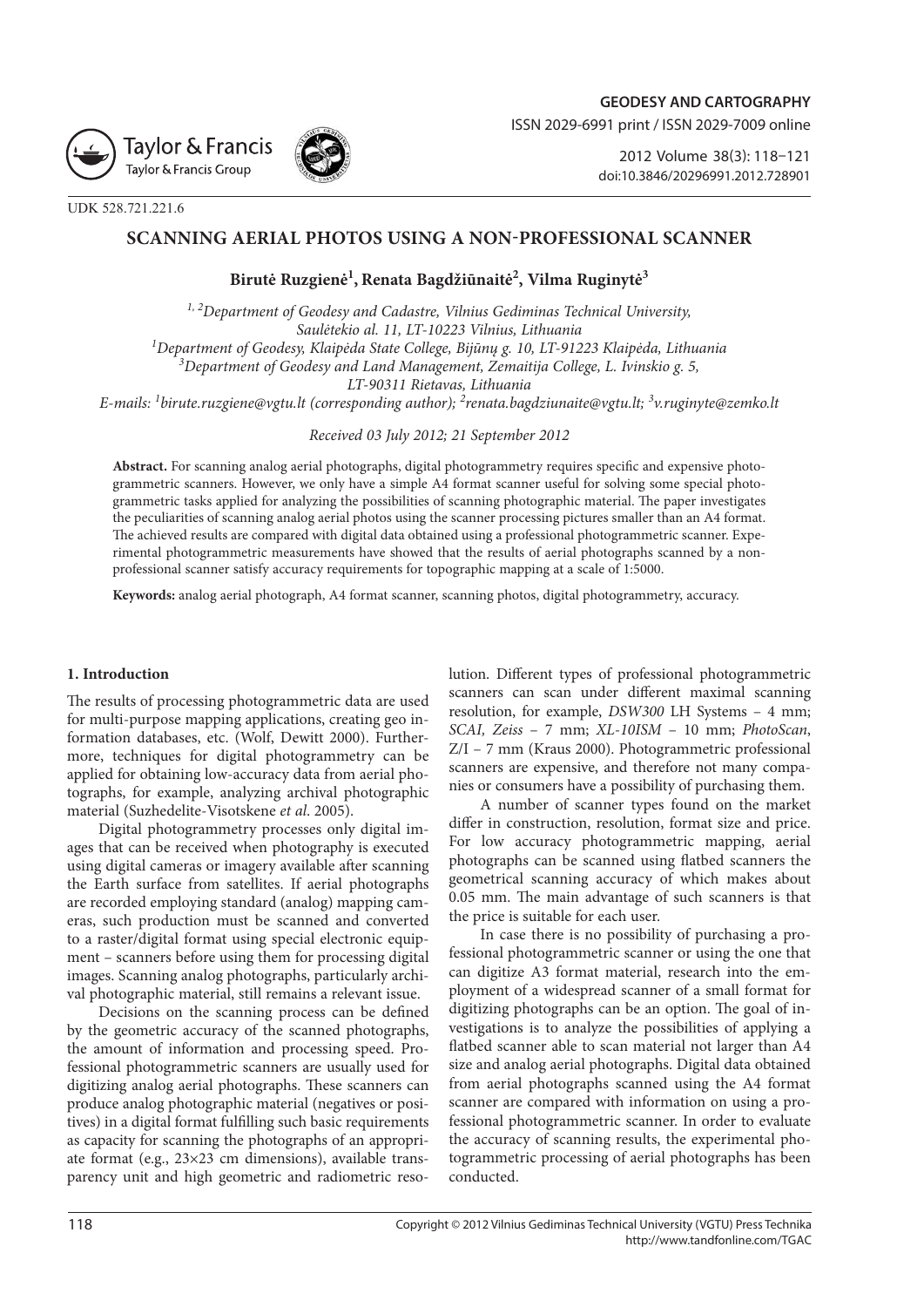UDK 528.721.221.6

# SCANNING AERIAL PHOTOS USING A NON-PROFESSIONAL SCANNER

**Birutė Ruzgienė[1], Renata Bagdžiūnaitė[2], Vilma Ruginytė[3]**

*[1, 2]Department of Geodesy and Cadastre, Vilnius Gediminas Technical University, Saulėtekio al. 11, LT-10223 Vilnius, Lithuania*
*[1]Department of Geodesy, Klaipėda State College, Bijūnų g. 10, LT-91223 Klaipėda, Lithuania*
*[3]Department of Geodesy and Land Management, Zemaitija College, L. Ivinskio g. 5, LT-90311 Rietavas, Lithuania*
*E-mails: [1]birute.ruzgiene@vgtu.lt (corresponding author); [2]renata.bagdziunaite@vgtu.lt; [3]v.ruginyte@zemko.lt*

*Received 03 July 2012; 21 September 2012*

**Abstract.** For scanning analog aerial photographs, digital photogrammetry requires specific and expensive photogrammetric scanners. However, we only have a simple A4 format scanner useful for solving some special photogrammetric tasks applied for analyzing the possibilities of scanning photographic material. The paper investigates the peculiarities of scanning analog aerial photos using the scanner processing pictures smaller than an A4 format. The achieved results are compared with digital data obtained using a professional photogrammetric scanner. Experimental photogrammetric measurements have showed that the results of aerial photographs scanned by a non-professional scanner satisfy accuracy requirements for topographic mapping at a scale of 1:5000.

**Keywords:** analog aerial photograph, A4 format scanner, scanning photos, digital photogrammetry, accuracy.

## 1. Introduction

The results of processing photogrammetric data are used for multi-purpose mapping applications, creating geo information databases, etc. (Wolf, Dewitt 2000). Furthermore, techniques for digital photogrammetry can be applied for obtaining low-accuracy data from aerial photographs, for example, analyzing archival photographic material (Suzhedelite-Visotskene *et al.* 2005).

Digital photogrammetry processes only digital images that can be received when photography is executed using digital cameras or imagery available after scanning the Earth surface from satellites. If aerial photographs are recorded employing standard (analog) mapping cameras, such production must be scanned and converted to a raster/digital format using special electronic equipment – scanners before using them for processing digital images. Scanning analog photographs, particularly archival photographic material, still remains a relevant issue.

Decisions on the scanning process can be defined by the geometric accuracy of the scanned photographs, the amount of information and processing speed. Professional photogrammetric scanners are usually used for digitizing analog aerial photographs. These scanners can produce analog photographic material (negatives or positives) in a digital format fulfilling such basic requirements as capacity for scanning the photographs of an appropriate format (e.g., 23×23 cm dimensions), available transparency unit and high geometric and radiometric resolution. Different types of professional photogrammetric scanners can scan under different maximal scanning resolution, for example, *DSW300* LH Systems – 4 mm; *SCAI, Zeiss* – 7 mm; *XL-10ISM* – 10 mm; *PhotoScan*, Z/I – 7 mm (Kraus 2000). Photogrammetric professional scanners are expensive, and therefore not many companies or consumers have a possibility of purchasing them.

A number of scanner types found on the market differ in construction, resolution, format size and price. For low accuracy photogrammetric mapping, aerial photographs can be scanned using flatbed scanners the geometrical scanning accuracy of which makes about 0.05 mm. The main advantage of such scanners is that the price is suitable for each user.

In case there is no possibility of purchasing a professional photogrammetric scanner or using the one that can digitize A3 format material, research into the employment of a widespread scanner of a small format for digitizing photographs can be an option. The goal of investigations is to analyze the possibilities of applying a flatbed scanner able to scan material not larger than A4 size and analog aerial photographs. Digital data obtained from aerial photographs scanned using the A4 format scanner are compared with information on using a professional photogrammetric scanner. In order to evaluate the accuracy of scanning results, the experimental photogrammetric processing of aerial photographs has been conducted.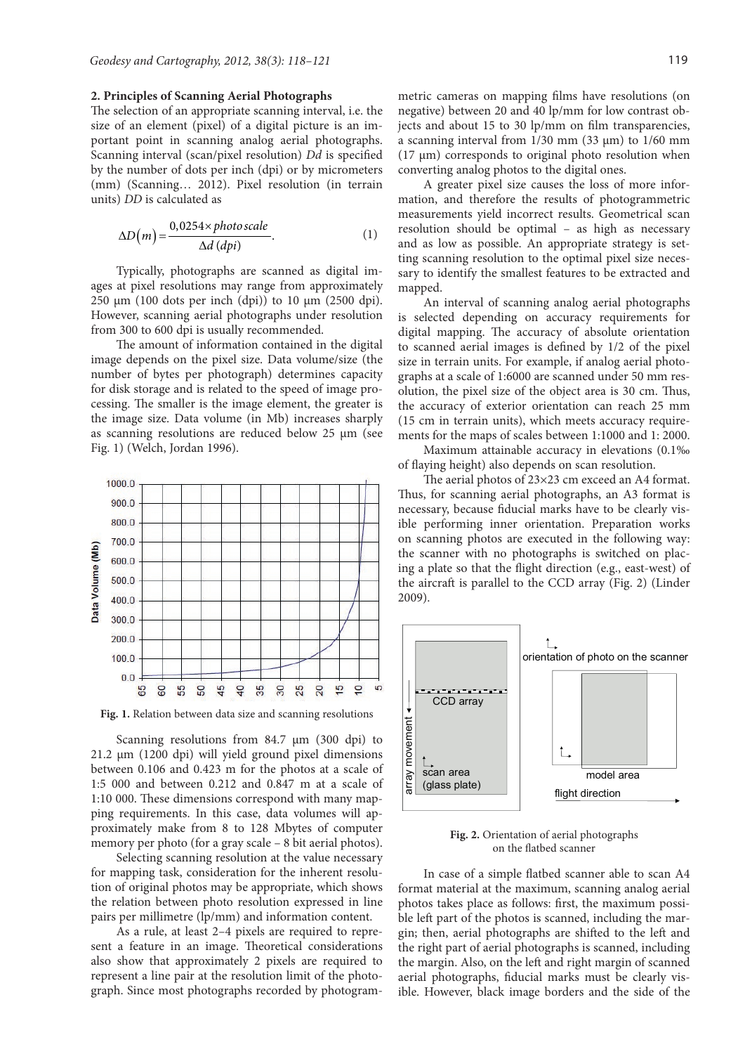## 2. Principles of Scanning Aerial Photographs

The selection of an appropriate scanning interval, i.e. the size of an element (pixel) of a digital picture is an important point in scanning analog aerial photographs. Scanning interval (scan/pixel resolution) *Dd* is specified by the number of dots per inch (dpi) or by micrometers (mm) (Scanning… 2012). Pixel resolution (in terrain units) *DD* is calculated as

$$\Delta D(m) = \frac{0{,}0254 \times photo\,scale}{\Delta d\,(dpi)}. \quad (1)$$

Typically, photographs are scanned as digital images at pixel resolutions may range from approximately 250 µm (100 dots per inch (dpi)) to 10 µm (2500 dpi). However, scanning aerial photographs under resolution from 300 to 600 dpi is usually recommended.

The amount of information contained in the digital image depends on the pixel size. Data volume/size (the number of bytes per photograph) determines capacity for disk storage and is related to the speed of image processing. The smaller is the image element, the greater is the image size. Data volume (in Mb) increases sharply as scanning resolutions are reduced below 25 µm (see Fig. 1) (Welch, Jordan 1996).

**Fig. 1.** Relation between data size and scanning resolutions

Scanning resolutions from 84.7 µm (300 dpi) to 21.2 µm (1200 dpi) will yield ground pixel dimensions between 0.106 and 0.423 m for the photos at a scale of 1:5 000 and between 0.212 and 0.847 m at a scale of 1:10 000. These dimensions correspond with many mapping requirements. In this case, data volumes will approximately make from 8 to 128 Mbytes of computer memory per photo (for a gray scale – 8 bit aerial photos).

Selecting scanning resolution at the value necessary for mapping task, consideration for the inherent resolution of original photos may be appropriate, which shows the relation between photo resolution expressed in line pairs per millimetre (lp/mm) and information content.

As a rule, at least 2–4 pixels are required to represent a feature in an image. Theoretical considerations also show that approximately 2 pixels are required to represent a line pair at the resolution limit of the photograph. Since most photographs recorded by photogrammetric cameras on mapping films have resolutions (on negative) between 20 and 40 lp/mm for low contrast objects and about 15 to 30 lp/mm on film transparencies, a scanning interval from 1/30 mm (33 µm) to 1/60 mm (17 µm) corresponds to original photo resolution when converting analog photos to the digital ones.

A greater pixel size causes the loss of more information, and therefore the results of photogrammetric measurements yield incorrect results. Geometrical scan resolution should be optimal – as high as necessary and as low as possible. An appropriate strategy is setting scanning resolution to the optimal pixel size necessary to identify the smallest features to be extracted and mapped.

An interval of scanning analog aerial photographs is selected depending on accuracy requirements for digital mapping. The accuracy of absolute orientation to scanned aerial images is defined by 1/2 of the pixel size in terrain units. For example, if analog aerial photographs at a scale of 1:6000 are scanned under 50 mm resolution, the pixel size of the object area is 30 cm. Thus, the accuracy of exterior orientation can reach 25 mm (15 cm in terrain units), which meets accuracy requirements for the maps of scales between 1:1000 and 1: 2000.

Maximum attainable accuracy in elevations (0.1‰ of flaying height) also depends on scan resolution.

The aerial photos of 23×23 cm exceed an A4 format. Thus, for scanning aerial photographs, an A3 format is necessary, because fiducial marks have to be clearly visible performing inner orientation. Preparation works on scanning photos are executed in the following way: the scanner with no photographs is switched on placing a plate so that the flight direction (e.g., east-west) of the aircraft is parallel to the CCD array (Fig. 2) (Linder 2009).

**Fig. 2.** Orientation of aerial photographs on the flatbed scanner

In case of a simple flatbed scanner able to scan A4 format material at the maximum, scanning analog aerial photos takes place as follows: first, the maximum possible left part of the photos is scanned, including the margin; then, aerial photographs are shifted to the left and the right part of aerial photographs is scanned, including the margin. Also, on the left and right margin of scanned aerial photographs, fiducial marks must be clearly visible. However, black image borders and the side of the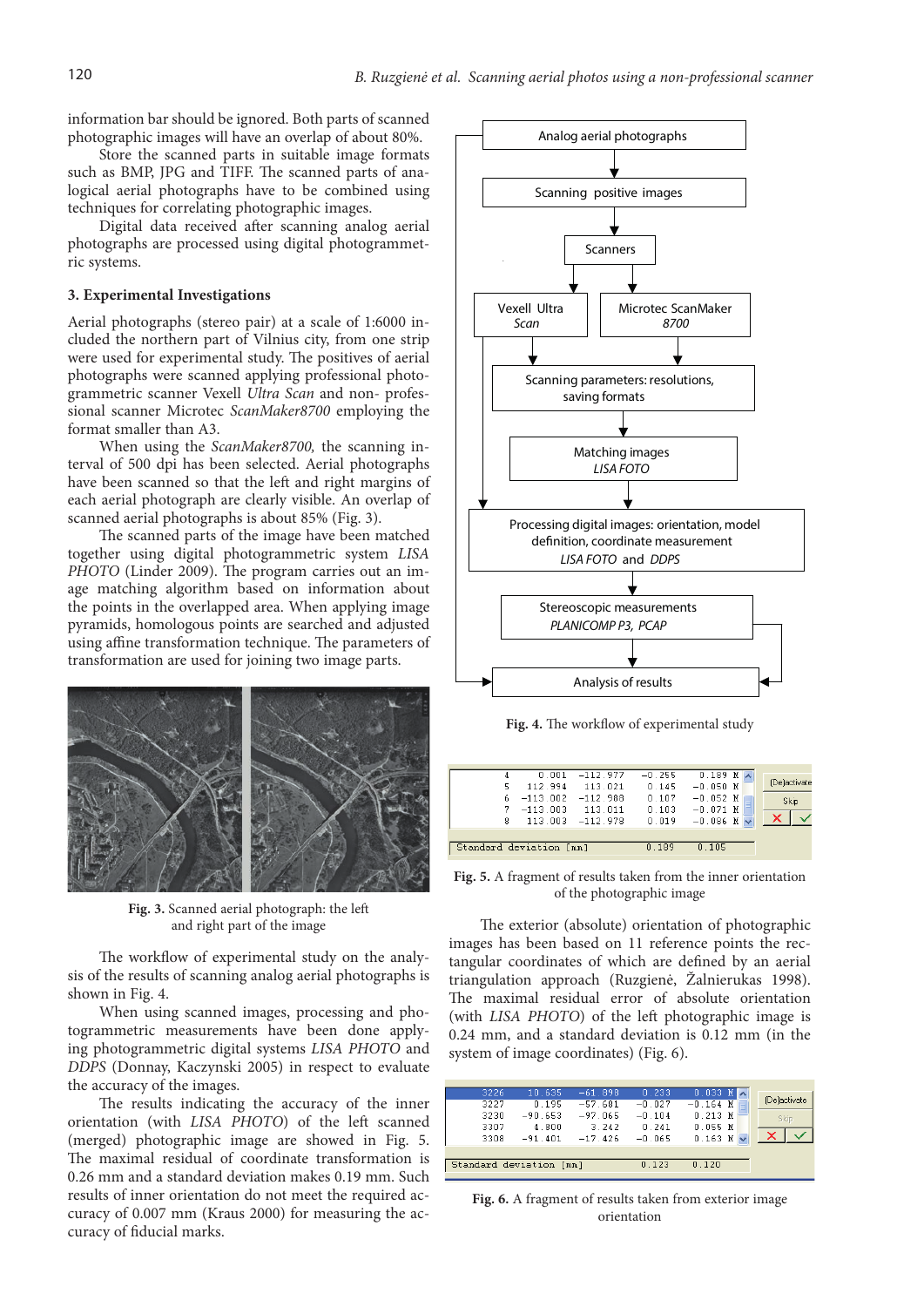information bar should be ignored. Both parts of scanned photographic images will have an overlap of about 80%.

Store the scanned parts in suitable image formats such as BMP, JPG and TIFF. The scanned parts of analogical aerial photographs have to be combined using techniques for correlating photographic images.

Digital data received after scanning analog aerial photographs are processed using digital photogrammetric systems.

### 3. Experimental Investigations

Aerial photographs (stereo pair) at a scale of 1:6000 included the northern part of Vilnius city, from one strip were used for experimental study. The positives of aerial photographs were scanned applying professional photogrammetric scanner Vexell *Ultra Scan* and non- professional scanner Microtec *ScanMaker8700* employing the format smaller than A3.

When using the *ScanMaker8700,* the scanning interval of 500 dpi has been selected. Aerial photographs have been scanned so that the left and right margins of each aerial photograph are clearly visible. An overlap of scanned aerial photographs is about 85% (Fig. 3).

The scanned parts of the image have been matched together using digital photogrammetric system *LISA PHOTO* (Linder 2009). The program carries out an image matching algorithm based on information about the points in the overlapped area. When applying image pyramids, homologous points are searched and adjusted using affine transformation technique. The parameters of transformation are used for joining two image parts.

**Fig. 3.** Scanned aerial photograph: the left and right part of the image

The workflow of experimental study on the analysis of the results of scanning analog aerial photographs is shown in Fig. 4.

When using scanned images, processing and photogrammetric measurements have been done applying photogrammetric digital systems *LISA PHOTO* and *DDPS* (Donnay, Kaczynski 2005) in respect to evaluate the accuracy of the images.

The results indicating the accuracy of the inner orientation (with *LISA PHOTO*) of the left scanned (merged) photographic image are showed in Fig. 5. The maximal residual of coordinate transformation is 0.26 mm and a standard deviation makes 0.19 mm. Such results of inner orientation do not meet the required accuracy of 0.007 mm (Kraus 2000) for measuring the accuracy of fiducial marks.

Analog aerial photographs → Scanning positive images → Scanners → Vexell Ultra *Scan* / Microtec ScanMaker *8700* → Scanning parameters: resolutions, saving formats → Matching images *LISA FOTO* → Processing digital images: orientation, model definition, coordinate measurement *LISA FOTO* and *DDPS* → Stereoscopic measurements *PLANICOMP P3, PCAP* → Analysis of results

**Fig. 4.** The workflow of experimental study

| | | | | |
|---|---|---|---|---|
| 4 | 0.001 | −112.977 | −0.255 | 0.189 N |
| 5 | 112.994 | 113.021 | 0.145 | −0.050 N |
| 6 | −113.002 | −112.988 | 0.107 | −0.052 N |
| 7 | −113.003 | 113.011 | 0.103 | −0.071 N |
| 8 | 113.003 | −112.978 | 0.019 | −0.086 N |
| Standard deviation [mm] | | | 0.189 | 0.105 |

**Fig. 5.** A fragment of results taken from the inner orientation of the photographic image

The exterior (absolute) orientation of photographic images has been based on 11 reference points the rectangular coordinates of which are defined by an aerial triangulation approach (Ruzgienė, Žalnierukas 1998). The maximal residual error of absolute orientation (with *LISA PHOTO*) of the left photographic image is 0.24 mm, and a standard deviation is 0.12 mm (in the system of image coordinates) (Fig. 6).

| | | | | |
|---|---|---|---|---|
| 3226 | 10.635 | −61.898 | 0.233 | 0.033 N |
| 3227 | 0.195 | −57.681 | −0.027 | −0.164 N |
| 3230 | −90.653 | −97.065 | −0.104 | 0.213 N |
| 3307 | 4.800 | 3.242 | 0.241 | 0.055 N |
| 3308 | −91.401 | −17.426 | −0.065 | 0.163 N |
| Standard deviation [mm] | | | 0.123 | 0.120 |

**Fig. 6.** A fragment of results taken from exterior image orientation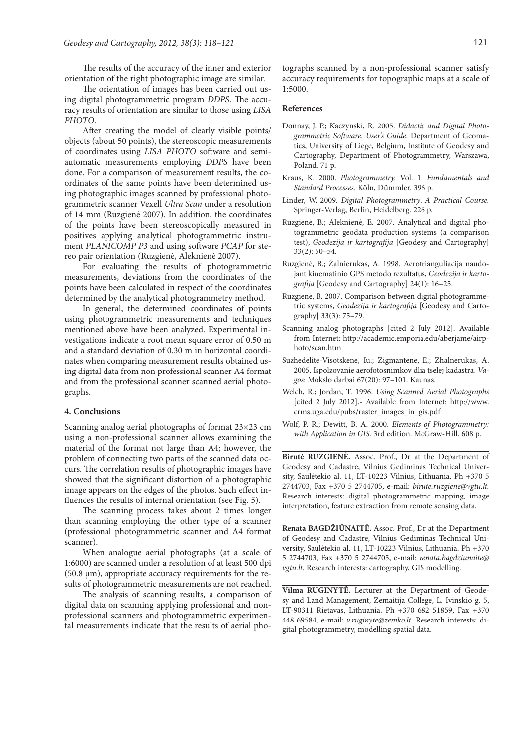The results of the accuracy of the inner and exterior orientation of the right photographic image are similar.

The orientation of images has been carried out using digital photogrammetric program *DDPS*. The accuracy results of orientation are similar to those using *LISA PHOTO*.

After creating the model of clearly visible points/objects (about 50 points), the stereoscopic measurements of coordinates using *LISA PHOTO* software and semi-automatic measurements employing *DDPS* have been done. For a comparison of measurement results, the coordinates of the same points have been determined using photographic images scanned by professional photogrammetric scanner Vexell *Ultra Scan* under a resolution of 14 mm (Ruzgienė 2007). In addition, the coordinates of the points have been stereoscopically measured in positives applying analytical photogrammetric instrument *PLANICOMP P3* and using software *PCAP* for stereo pair orientation (Ruzgienė, Aleknienė 2007).

For evaluating the results of photogrammetric measurements, deviations from the coordinates of the points have been calculated in respect of the coordinates determined by the analytical photogrammetry method.

In general, the determined coordinates of points using photogrammetric measurements and techniques mentioned above have been analyzed. Experimental investigations indicate a root mean square error of 0.50 m and a standard deviation of 0.30 m in horizontal coordinates when comparing measurement results obtained using digital data from non professional scanner A4 format and from the professional scanner scanned aerial photographs.

## 4. Conclusions

Scanning analog aerial photographs of format 23×23 cm using a non-professional scanner allows examining the material of the format not large than A4; however, the problem of connecting two parts of the scanned data occurs. The correlation results of photographic images have showed that the significant distortion of a photographic image appears on the edges of the photos. Such effect influences the results of internal orientation (see Fig. 5).

The scanning process takes about 2 times longer than scanning employing the other type of a scanner (professional photogrammetric scanner and A4 format scanner).

When analogue aerial photographs (at a scale of 1:6000) are scanned under a resolution of at least 500 dpi (50.8 μm), appropriate accuracy requirements for the results of photogrammetric measurements are not reached.

The analysis of scanning results, a comparison of digital data on scanning applying professional and non-professional scanners and photogrammetric experimental measurements indicate that the results of aerial photographs scanned by a non-professional scanner satisfy accuracy requirements for topographic maps at a scale of 1:5000.

## References

Donnay, J. P.; Kaczynski, R. 2005. *Didactic and Digital Photogrammetric Software. User's Guide*. Department of Geomatics, University of Liege, Belgium, Institute of Geodesy and Cartography, Department of Photogrammetry, Warszawa, Poland. 71 p.

Kraus, K. 2000. *Photogrammetry.* Vol. 1. *Fundamentals and Standard Processes*. Köln, Dümmler. 396 p.

Linder, W. 2009. *Digital Photogrammetry*. *A Practical Course.* Springer-Verlag, Berlin, Heidelberg. 226 p.

Ruzgienė, B.; Aleknienė, E. 2007. Analytical and digital photogrammetric geodata production systems (a comparison test), *Geodezija ir kartografija* [Geodesy and Cartography] 33(2): 50–54.

Ruzgienė, B.; Žalnierukas, A. 1998. Aerotrianguliacija naudojant kinematinio GPS metodo rezultatus, *Geodezija ir kartografija* [Geodesy and Cartography] 24(1): 16–25.

Ruzgienė, B. 2007. Comparison between digital photogrammetric systems, *Geodezija ir kartografija* [Geodesy and Cartography] 33(3): 75–79.

Scanning analog photographs [cited 2 July 2012]. Available from Internet: http://academic.emporia.edu/aberjame/airphoto/scan.htm

Suzhedelite-Visotskene, Iu.; Zigmantene, E.; Zhalnerukas, A. 2005. Ispolzovanie aerofotosnimkov dlia tselej kadastra, *Vagos*: Mokslo darbai 67(20): 97–101. Kaunas.

Welch, R.; Jordan, T. 1996. *Using Scanned Aerial Photographs* [cited 2 July 2012].- Available from Internet: http://www.crms.uga.edu/pubs/raster_images_in_gis.pdf

Wolf, P. R.; Dewitt, B. A. 2000. *Elements of Photogrammetry: with Application in GIS.* 3rd edition. McGraw-Hill. 608 p.

---

**Birutė RUZGIENĖ.** Assoc. Prof., Dr at the Department of Geodesy and Cadastre, Vilnius Gediminas Technical University, Saulėtekio al. 11, LT-10223 Vilnius, Lithuania. Ph +370 5 2744703, Fax +370 5 2744705, e-mail: *birute.ruzgiene@vgtu.lt.*
Research interests: digital photogrammetric mapping, image interpretation, feature extraction from remote sensing data.

**Renata BAGDŽIŪNAITĖ.** Assoc. Prof., Dr at the Department of Geodesy and Cadastre, Vilnius Gediminas Technical University, Saulėtekio al. 11, LT-10223 Vilnius, Lithuania. Ph +370 5 2744703, Fax +370 5 2744705, e-mail: *renata.bagdziunaite@vgtu.lt.* Research interests: cartography, GIS modelling.

**Vilma RUGINYTĖ.** Lecturer at the Department of Geodesy and Land Management, Zemaitija College, L. Ivinskio g. 5, LT-90311 Rietavas, Lithuania. Ph +370 682 51859, Fax +370 448 69584, e-mail: *v.ruginyte@zemko.lt.* Research interests: digital photogrammetry, modelling spatial data.